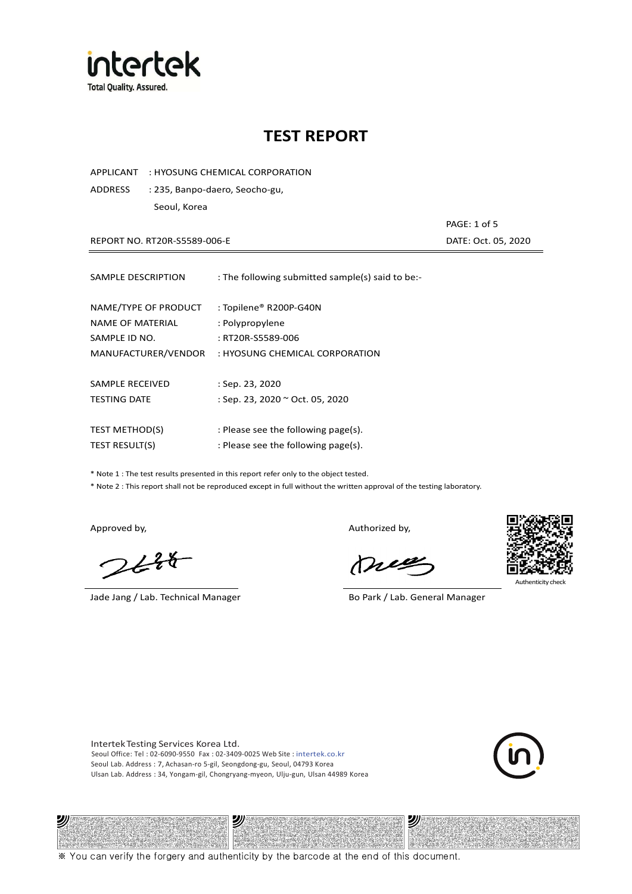intertek
Total Quality. Assured.

# TEST REPORT

APPLICANT : HYOSUNG CHEMICAL CORPORATION

ADDRESS : 235, Banpo-daero, Seocho-gu, Seoul, Korea

REPORT NO. RT20R-S5589-006-E

DATE: Oct. 05, 2020

---

SAMPLE DESCRIPTION : The following submitted sample(s) said to be:-

NAME/TYPE OF PRODUCT : Topilene® R200P-G40N

NAME OF MATERIAL : Polypropylene

SAMPLE ID NO. : RT20R-S5589-006

MANUFACTURER/VENDOR : HYOSUNG CHEMICAL CORPORATION

SAMPLE RECEIVED : Sep. 23, 2020

TESTING DATE : Sep. 23, 2020 ~ Oct. 05, 2020

TEST METHOD(S) : Please see the following page(s).

TEST RESULT(S) : Please see the following page(s).

* Note 1 : The test results presented in this report refer only to the object tested.

* Note 2 : This report shall not be reproduced except in full without the written approval of the testing laboratory.

Approved by,

Jade Jang / Lab. Technical Manager

Authorized by,

Bo Park / Lab. General Manager

Authenticity check

Intertek Testing Services Korea Ltd.
Seoul Office: Tel : 02-6090-9550 Fax : 02-3409-0025 Web Site : intertek.co.kr
Seoul Lab. Address : 7, Achasan-ro 5-gil, Seongdong-gu, Seoul, 04793 Korea
Ulsan Lab. Address : 34, Yongam-gil, Chongryang-myeon, Ulju-gun, Ulsan 44989 Korea

※ You can verify the forgery and authenticity by the barcode at the end of this document.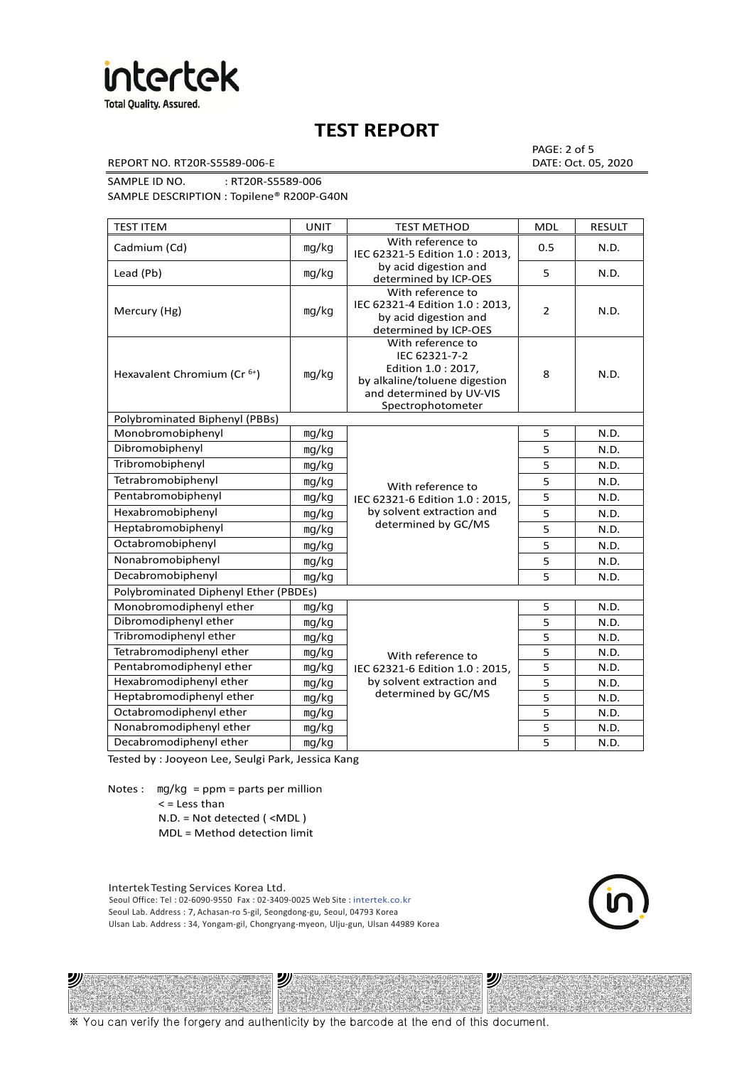# TEST REPORT

REPORT NO. RT20R-S5589-006-E

DATE: Oct. 05, 2020

SAMPLE ID NO. : RT20R-S5589-006

SAMPLE DESCRIPTION : Topilene® R200P-G40N

| TEST ITEM | UNIT | TEST METHOD | MDL | RESULT |
|---|---|---|---|---|
| Cadmium (Cd) | mg/kg | With reference to IEC 62321-5 Edition 1.0 : 2013, by acid digestion and determined by ICP-OES | 0.5 | N.D. |
| Lead (Pb) | mg/kg | | 5 | N.D. |
| Mercury (Hg) | mg/kg | With reference to IEC 62321-4 Edition 1.0 : 2013, by acid digestion and determined by ICP-OES | 2 | N.D. |
| Hexavalent Chromium ($Cr^{6+}$) | mg/kg | With reference to IEC 62321-7-2 Edition 1.0 : 2017, by alkaline/toluene digestion and determined by UV-VIS Spectrophotometer | 8 | N.D. |
| Polybrominated Biphenyl (PBBs) | | | | |
| Monobromobiphenyl | mg/kg | With reference to IEC 62321-6 Edition 1.0 : 2015, by solvent extraction and determined by GC/MS | 5 | N.D. |
| Dibromobiphenyl | mg/kg | | 5 | N.D. |
| Tribromobiphenyl | mg/kg | | 5 | N.D. |
| Tetrabromobiphenyl | mg/kg | | 5 | N.D. |
| Pentabromobiphenyl | mg/kg | | 5 | N.D. |
| Hexabromobiphenyl | mg/kg | | 5 | N.D. |
| Heptabromobiphenyl | mg/kg | | 5 | N.D. |
| Octabromobiphenyl | mg/kg | | 5 | N.D. |
| Nonabromobiphenyl | mg/kg | | 5 | N.D. |
| Decabromobiphenyl | mg/kg | | 5 | N.D. |
| Polybrominated Diphenyl Ether (PBDEs) | | | | |
| Monobromodiphenyl ether | mg/kg | With reference to IEC 62321-6 Edition 1.0 : 2015, by solvent extraction and determined by GC/MS | 5 | N.D. |
| Dibromodiphenyl ether | mg/kg | | 5 | N.D. |
| Tribromodiphenyl ether | mg/kg | | 5 | N.D. |
| Tetrabromodiphenyl ether | mg/kg | | 5 | N.D. |
| Pentabromodiphenyl ether | mg/kg | | 5 | N.D. |
| Hexabromodiphenyl ether | mg/kg | | 5 | N.D. |
| Heptabromodiphenyl ether | mg/kg | | 5 | N.D. |
| Octabromodiphenyl ether | mg/kg | | 5 | N.D. |
| Nonabromodiphenyl ether | mg/kg | | 5 | N.D. |
| Decabromodiphenyl ether | mg/kg | | 5 | N.D. |

Tested by : Jooyeon Lee, Seulgi Park, Jessica Kang

Notes : mg/kg = ppm = parts per million
< = Less than
N.D. = Not detected ( <MDL )
MDL = Method detection limit

Intertek Testing Services Korea Ltd.
Seoul Office: Tel : 02-6090-9550 Fax : 02-3409-0025 Web Site : intertek.co.kr
Seoul Lab. Address : 7, Achasan-ro 5-gil, Seongdong-gu, Seoul, 04793 Korea
Ulsan Lab. Address : 34, Yongam-gil, Chongryang-myeon, Ulju-gun, Ulsan 44989 Korea

※ You can verify the forgery and authenticity by the barcode at the end of this document.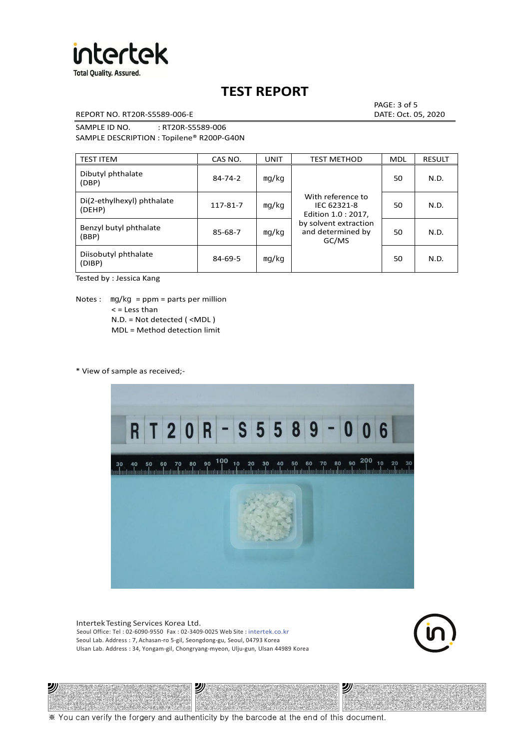# TEST REPORT

REPORT NO. RT20R-S5589-006-E

DATE: Oct. 05, 2020

SAMPLE ID NO. : RT20R-S5589-006

SAMPLE DESCRIPTION : Topilene® R200P-G40N

| TEST ITEM | CAS NO. | UNIT | TEST METHOD | MDL | RESULT |
|---|---|---|---|---|---|
| Dibutyl phthalate (DBP) | 84-74-2 | mg/kg | With reference to IEC 62321-8 Edition 1.0 : 2017, by solvent extraction and determined by GC/MS | 50 | N.D. |
| Di(2-ethylhexyl) phthalate (DEHP) | 117-81-7 | mg/kg | | 50 | N.D. |
| Benzyl butyl phthalate (BBP) | 85-68-7 | mg/kg | | 50 | N.D. |
| Diisobutyl phthalate (DIBP) | 84-69-5 | mg/kg | | 50 | N.D. |

Tested by : Jessica Kang

Notes : mg/kg = ppm = parts per million
< = Less than
N.D. = Not detected ( <MDL )
MDL = Method detection limit

* View of sample as received;-

Intertek Testing Services Korea Ltd.
Seoul Office: Tel : 02-6090-9550 Fax : 02-3409-0025 Web Site : intertek.co.kr
Seoul Lab. Address : 7, Achasan-ro 5-gil, Seongdong-gu, Seoul, 04793 Korea
Ulsan Lab. Address : 34, Yongam-gil, Chongryang-myeon, Ulju-gun, Ulsan 44989 Korea

※ You can verify the forgery and authenticity by the barcode at the end of this document.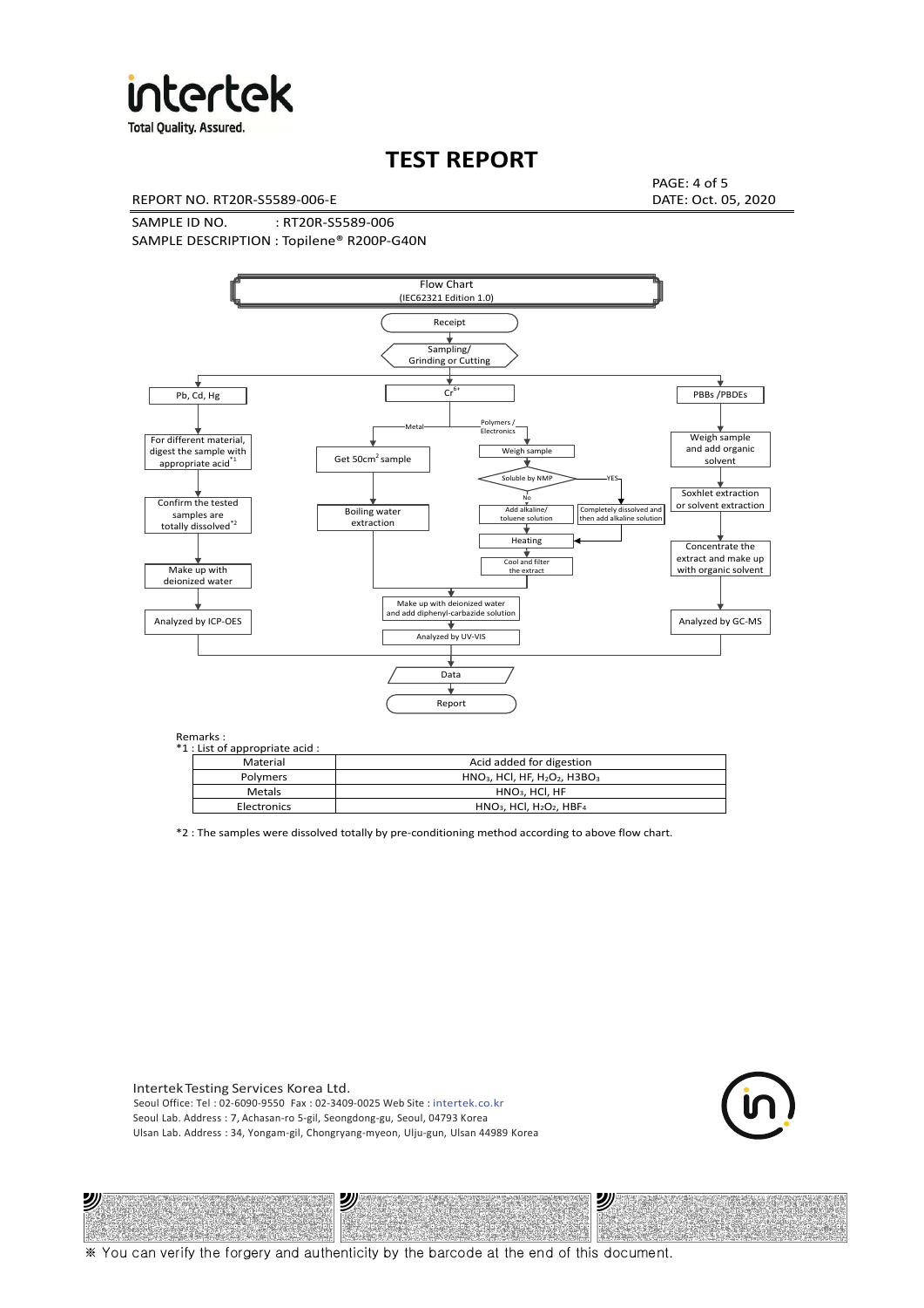# TEST REPORT

REPORT NO. RT20R-S5589-006-E

DATE: Oct. 05, 2020

SAMPLE ID NO. : RT20R-S5589-006

SAMPLE DESCRIPTION : Topilene® R200P-G40N

Flow Chart
(IEC62321 Edition 1.0)

Receipt → Sampling/ Grinding or Cutting

**Pb, Cd, Hg:** For different material, digest the sample with appropriate acid[*1] → Confirm the tested samples are totally dissolved[*2] → Make up with deionized water → Analyzed by ICP-OES

**$Cr^{6+}$:**
- Metal: Get 50cm[2] sample → Boiling water extraction
- Polymers / Electronics: Weigh sample → Soluble by NMP
  - No: Add alkaline/ toluene solution → Heating
  - YES: Completely dissolved and then add alkaline solution → Heating
  - → Cool and filter the extract

→ Make up with deionized water and add diphenyl-carbazide solution → Analyzed by UV-VIS

**PBBs /PBDEs:** Weigh sample and add organic solvent → Soxhlet extraction or solvent extraction → Concentrate the extract and make up with organic solvent → Analyzed by GC-MS

→ Data → Report

Remarks :

*1 : List of appropriate acid :

| Material | Acid added for digestion |
|---|---|
| Polymers | $HNO_3$, HCl, HF, $H_2O_2$, $H3BO_3$ |
| Metals | $HNO_3$, HCl, HF |
| Electronics | $HNO_3$, HCl, $H_2O_2$, $HBF_4$ |

*2 : The samples were dissolved totally by pre-conditioning method according to above flow chart.

Intertek Testing Services Korea Ltd.
Seoul Office: Tel : 02-6090-9550 Fax : 02-3409-0025 Web Site : intertek.co.kr
Seoul Lab. Address : 7, Achasan-ro 5-gil, Seongdong-gu, Seoul, 04793 Korea
Ulsan Lab. Address : 34, Yongam-gil, Chongryang-myeon, Ulju-gun, Ulsan 44989 Korea

※ You can verify the forgery and authenticity by the barcode at the end of this document.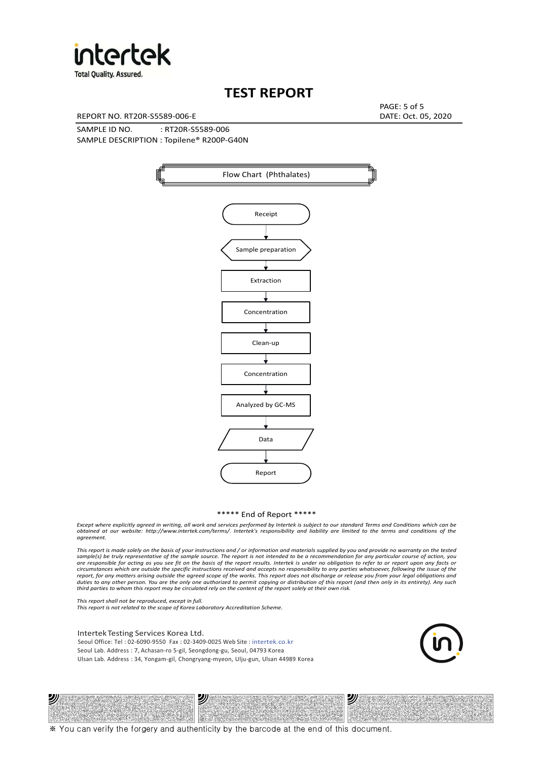# TEST REPORT

REPORT NO. RT20R-S5589-006-E

DATE: Oct. 05, 2020

SAMPLE ID NO. : RT20R-S5589-006

SAMPLE DESCRIPTION : Topilene® R200P-G40N

## Flow Chart (Phthalates)

Receipt

Sample preparation

Extraction

Concentration

Clean-up

Concentration

Analyzed by GC-MS

Data

Report

***** End of Report *****

*Except where explicitly agreed in writing, all work and services performed by Intertek is subject to our standard Terms and Conditions which can be obtained at our website: http://www.intertek.com/terms/. Intertek's responsibility and liability are limited to the terms and conditions of the agreement.*

*This report is made solely on the basis of your instructions and / or information and materials supplied by you and provide no warranty on the tested sample(s) be truly representative of the sample source. The report is not intended to be a recommendation for any particular course of action, you are responsible for acting as you see fit on the basis of the report results. Intertek is under no obligation to refer to or report upon any facts or circumstances which are outside the specific instructions received and accepts no responsibility to any parties whatsoever, following the issue of the report, for any matters arising outside the agreed scope of the works. This report does not discharge or release you from your legal obligations and duties to any other person. You are the only one authorized to permit copying or distribution of this report (and then only in its entirety). Any such third parties to whom this report may be circulated rely on the content of the report solely at their own risk.*

*This report shall not be reproduced, except in full.*
*This report is not related to the scope of Korea Laboratory Accreditation Scheme.*

Intertek Testing Services Korea Ltd.
Seoul Office: Tel : 02-6090-9550 Fax : 02-3409-0025 Web Site : intertek.co.kr
Seoul Lab. Address : 7, Achasan-ro 5-gil, Seongdong-gu, Seoul, 04793 Korea
Ulsan Lab. Address : 34, Yongam-gil, Chongryang-myeon, Ulju-gun, Ulsan 44989 Korea

※ You can verify the forgery and authenticity by the barcode at the end of this document.